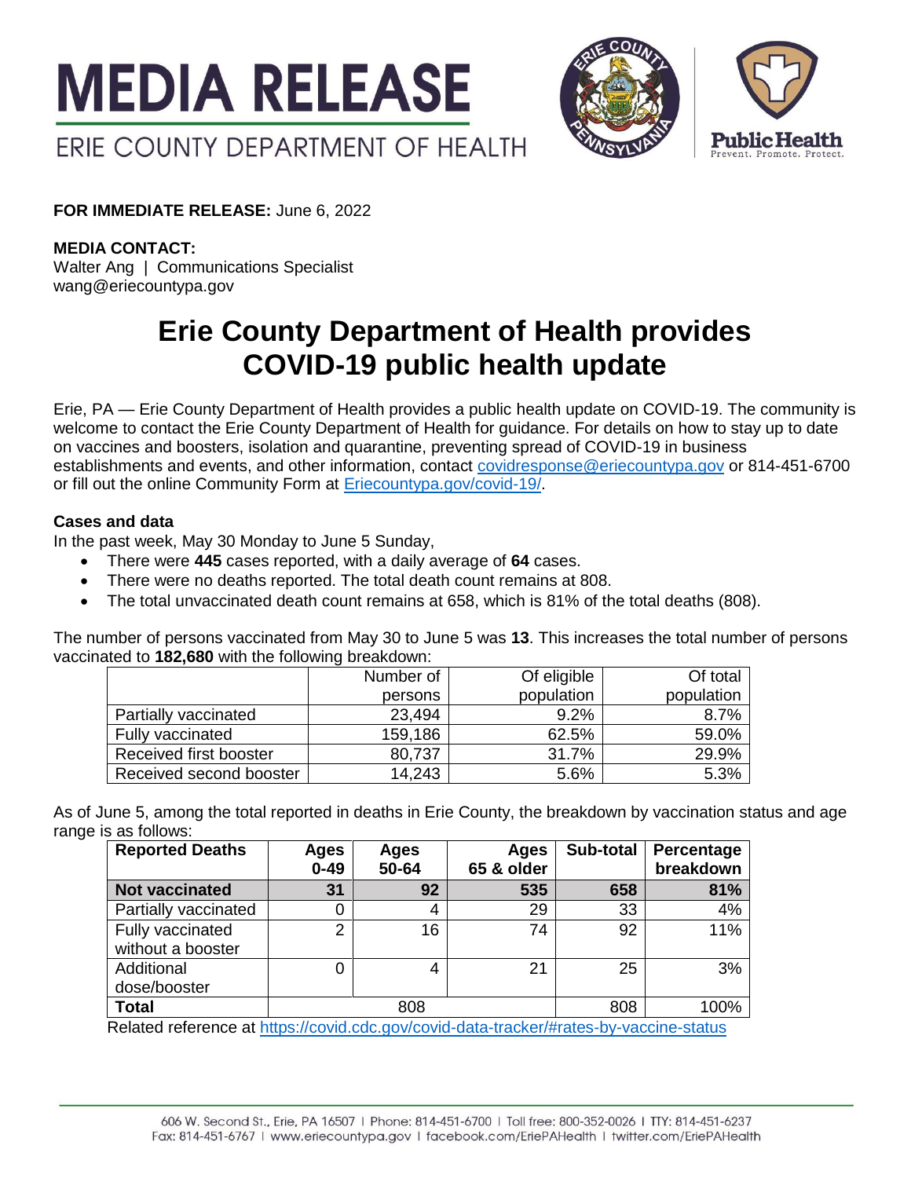# MEDIA RELEASE

ERIE COUNTY DEPARTMENT OF HEALTH

**FOR IMMEDIATE RELEASE:** June 6, 2022

**MEDIA CONTACT:**
Walter Ang | Communications Specialist
wang@eriecountypa.gov

# Erie County Department of Health provides COVID-19 public health update

Erie, PA — Erie County Department of Health provides a public health update on COVID-19. The community is welcome to contact the Erie County Department of Health for guidance. For details on how to stay up to date on vaccines and boosters, isolation and quarantine, preventing spread of COVID-19 in business establishments and events, and other information, contact covidresponse@eriecountypa.gov or 814-451-6700 or fill out the online Community Form at Eriecountypa.gov/covid-19/.

**Cases and data**

In the past week, May 30 Monday to June 5 Sunday,

- There were **445** cases reported, with a daily average of **64** cases.
- There were no deaths reported. The total death count remains at 808.
- The total unvaccinated death count remains at 658, which is 81% of the total deaths (808).

The number of persons vaccinated from May 30 to June 5 was **13**. This increases the total number of persons vaccinated to **182,680** with the following breakdown:

| | Number of persons | Of eligible population | Of total population |
|---|---|---|---|
| Partially vaccinated | 23,494 | 9.2% | 8.7% |
| Fully vaccinated | 159,186 | 62.5% | 59.0% |
| Received first booster | 80,737 | 31.7% | 29.9% |
| Received second booster | 14,243 | 5.6% | 5.3% |

As of June 5, among the total reported in deaths in Erie County, the breakdown by vaccination status and age range is as follows:

| **Reported Deaths** | **Ages 0-49** | **Ages 50-64** | **Ages 65 & older** | **Sub-total** | **Percentage breakdown** |
|---|---|---|---|---|---|
| **Not vaccinated** | **31** | **92** | **535** | **658** | **81%** |
| Partially vaccinated | 0 | 4 | 29 | 33 | 4% |
| Fully vaccinated without a booster | 2 | 16 | 74 | 92 | 11% |
| Additional dose/booster | 0 | 4 | 21 | 25 | 3% |
| **Total** | 808 | | | 808 | 100% |

Related reference at https://covid.cdc.gov/covid-data-tracker/#rates-by-vaccine-status

606 W. Second St., Erie, PA 16507 | Phone: 814-451-6700 | Toll free: 800-352-0026 | TTY: 814-451-6237
Fax: 814-451-6767 | www.eriecountypa.gov | facebook.com/EriePAHealth | twitter.com/EriePAHealth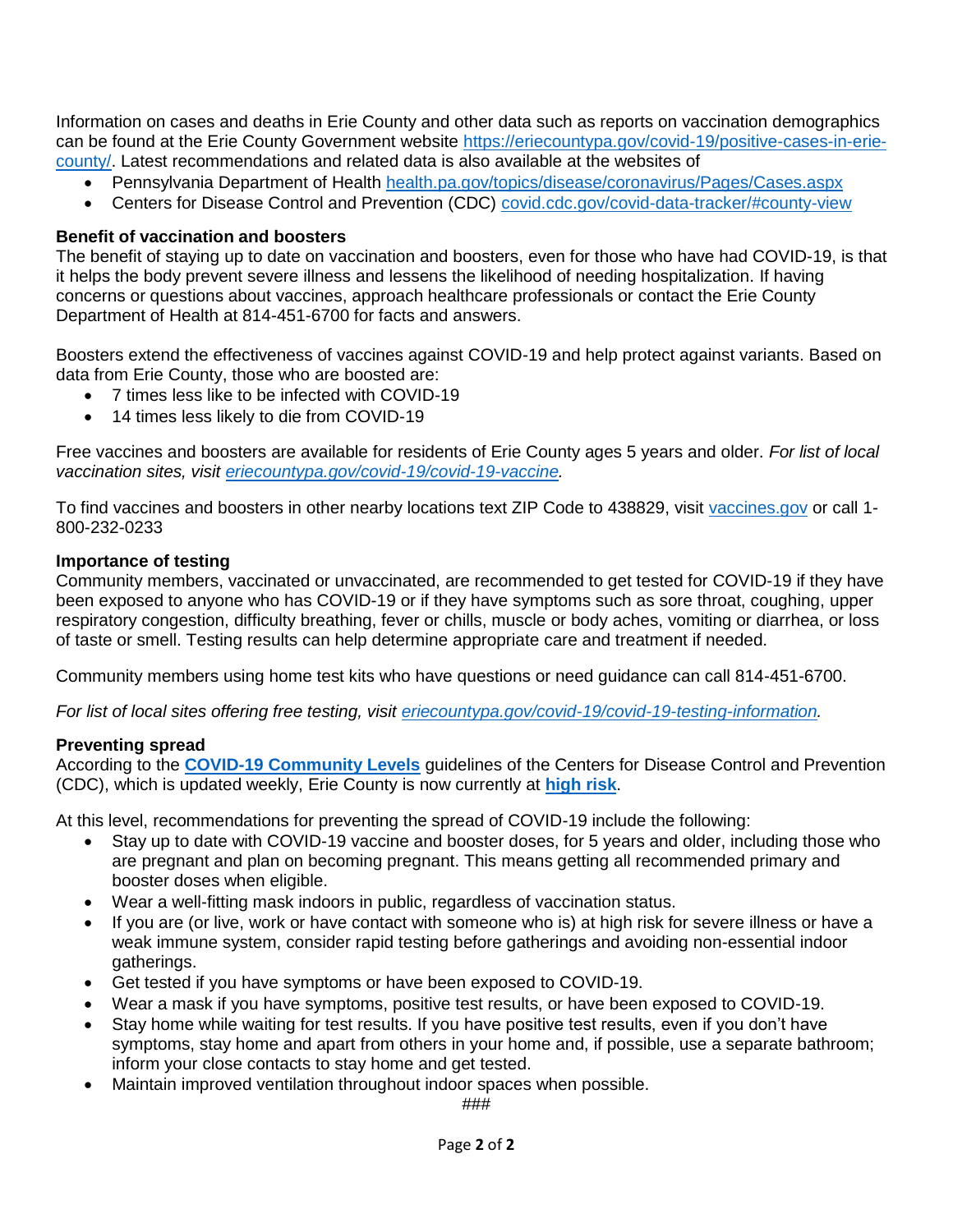Information on cases and deaths in Erie County and other data such as reports on vaccination demographics can be found at the Erie County Government website [https://eriecountypa.gov/covid-19/positive-cases-in-erie-county/](https://eriecountypa.gov/covid-19/positive-cases-in-erie-county/). Latest recommendations and related data is also available at the websites of

- Pennsylvania Department of Health [health.pa.gov/topics/disease/coronavirus/Pages/Cases.aspx](health.pa.gov/topics/disease/coronavirus/Pages/Cases.aspx)
- Centers for Disease Control and Prevention (CDC) [covid.cdc.gov/covid-data-tracker/#county-view](covid.cdc.gov/covid-data-tracker/#county-view)

**Benefit of vaccination and boosters**

The benefit of staying up to date on vaccination and boosters, even for those who have had COVID-19, is that it helps the body prevent severe illness and lessens the likelihood of needing hospitalization. If having concerns or questions about vaccines, approach healthcare professionals or contact the Erie County Department of Health at 814-451-6700 for facts and answers.

Boosters extend the effectiveness of vaccines against COVID-19 and help protect against variants. Based on data from Erie County, those who are boosted are:

- 7 times less like to be infected with COVID-19
- 14 times less likely to die from COVID-19

Free vaccines and boosters are available for residents of Erie County ages 5 years and older. *For list of local vaccination sites, visit [eriecountypa.gov/covid-19/covid-19-vaccine](eriecountypa.gov/covid-19/covid-19-vaccine).*

To find vaccines and boosters in other nearby locations text ZIP Code to 438829, visit [vaccines.gov](vaccines.gov) or call 1-800-232-0233

**Importance of testing**

Community members, vaccinated or unvaccinated, are recommended to get tested for COVID-19 if they have been exposed to anyone who has COVID-19 or if they have symptoms such as sore throat, coughing, upper respiratory congestion, difficulty breathing, fever or chills, muscle or body aches, vomiting or diarrhea, or loss of taste or smell. Testing results can help determine appropriate care and treatment if needed.

Community members using home test kits who have questions or need guidance can call 814-451-6700.

*For list of local sites offering free testing, visit [eriecountypa.gov/covid-19/covid-19-testing-information](eriecountypa.gov/covid-19/covid-19-testing-information).*

**Preventing spread**

According to the **COVID-19 Community Levels** guidelines of the Centers for Disease Control and Prevention (CDC), which is updated weekly, Erie County is now currently at **high risk**.

At this level, recommendations for preventing the spread of COVID-19 include the following:

- Stay up to date with COVID-19 vaccine and booster doses, for 5 years and older, including those who are pregnant and plan on becoming pregnant. This means getting all recommended primary and booster doses when eligible.
- Wear a well-fitting mask indoors in public, regardless of vaccination status.
- If you are (or live, work or have contact with someone who is) at high risk for severe illness or have a weak immune system, consider rapid testing before gatherings and avoiding non-essential indoor gatherings.
- Get tested if you have symptoms or have been exposed to COVID-19.
- Wear a mask if you have symptoms, positive test results, or have been exposed to COVID-19.
- Stay home while waiting for test results. If you have positive test results, even if you don't have symptoms, stay home and apart from others in your home and, if possible, use a separate bathroom; inform your close contacts to stay home and get tested.
- Maintain improved ventilation throughout indoor spaces when possible.

###